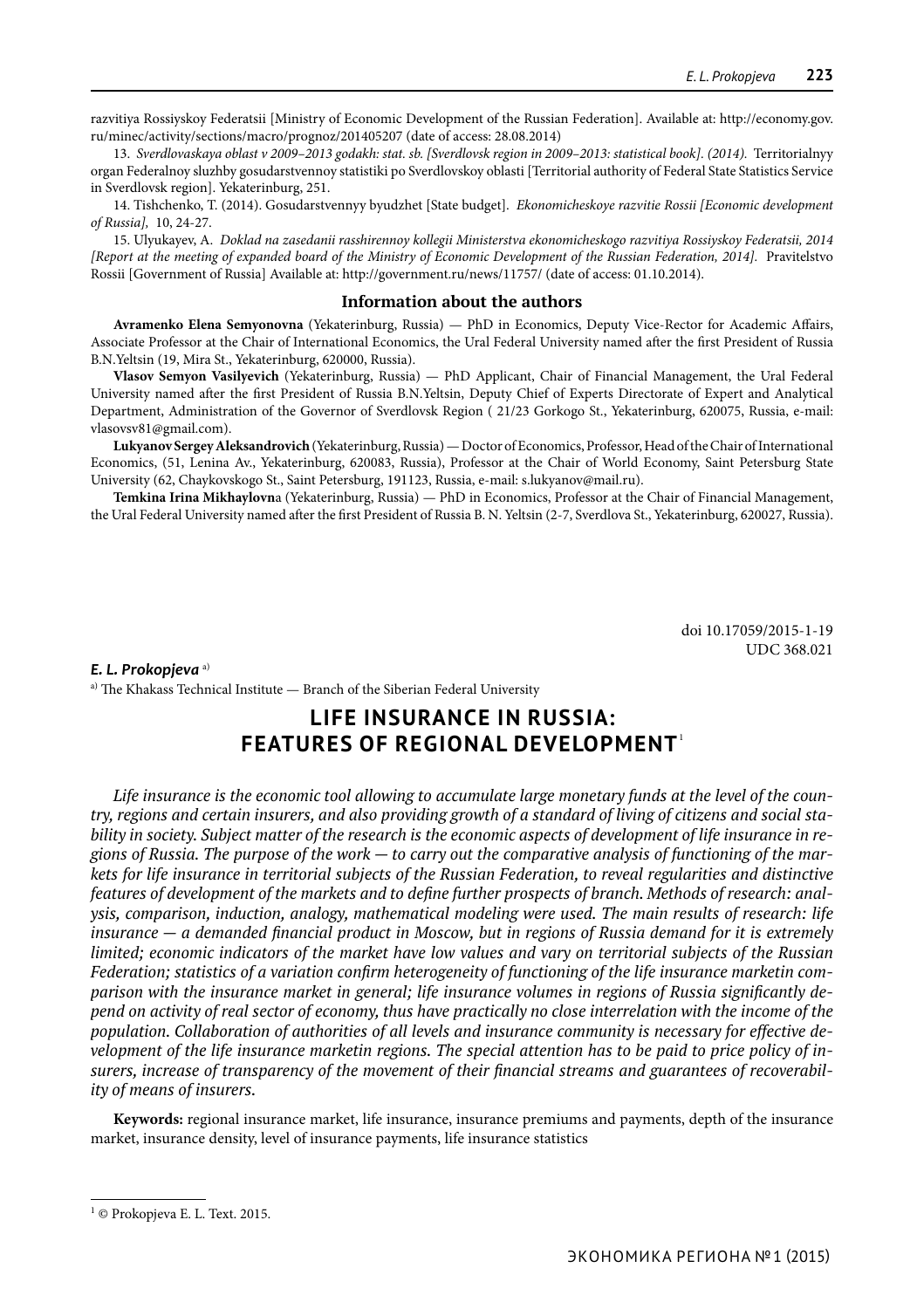razvitiya Rossiyskoy Federatsii [Ministry of Economic Development of the Russian Federation]. Available at: http://economy.gov.ru/minec/activity/sections/macro/prognoz/201405207 (date of access: 28.08.2014)

13. *Sverdlovaskaya oblast v 2009–2013 godakh: stat. sb. [Sverdlovsk region in 2009–2013: statistical book]. (2014).* Territorialnyy organ Federalnoy sluzhby gosudarstvennoy statistiki po Sverdlovskoy oblasti [Territorial authority of Federal State Statistics Service in Sverdlovsk region]. Yekaterinburg, 251.

14. Tishchenko, T. (2014). Gosudarstvennyy byudzhet [State budget]. *Ekonomicheskoye razvitie Rossii [Economic development of Russia],* 10, 24-27.

15. Ulyukayev, A. *Doklad na zasedanii rasshirennoy kollegii Ministerstva ekonomicheskogo razvitiya Rossiyskoy Federatsii, 2014 [Report at the meeting of expanded board of the Ministry of Economic Development of the Russian Federation, 2014].* Pravitelstvo Rossii [Government of Russia] Available at: http://government.ru/news/11757/ (date of access: 01.10.2014).

## Information about the authors

**Avramenko Elena Semyonovna** (Yekaterinburg, Russia) — PhD in Economics, Deputy Vice-Rector for Academic Affairs, Associate Professor at the Chair of International Economics, the Ural Federal University named after the first President of Russia B.N.Yeltsin (19, Mira St., Yekaterinburg, 620000, Russia).

**Vlasov Semyon Vasilyevich** (Yekaterinburg, Russia) — PhD Applicant, Chair of Financial Management, the Ural Federal University named after the first President of Russia B.N.Yeltsin, Deputy Chief of Experts Directorate of Expert and Analytical Department, Administration of the Governor of Sverdlovsk Region ( 21/23 Gorkogo St., Yekaterinburg, 620075, Russia, e-mail: vlasovsv81@gmail.com).

**Lukyanov Sergey Aleksandrovich** (Yekaterinburg, Russia) — Doctor of Economics, Professor, Head of the Chair of International Economics, (51, Lenina Av., Yekaterinburg, 620083, Russia), Professor at the Chair of World Economy, Saint Petersburg State University (62, Chaykovskogo St., Saint Petersburg, 191123, Russia, e-mail: s.lukyanov@mail.ru).

**Temkina Irina Mikhaylovna** (Yekaterinburg, Russia) — PhD in Economics, Professor at the Chair of Financial Management, the Ural Federal University named after the first President of Russia B. N. Yeltsin (2-7, Sverdlova St., Yekaterinburg, 620027, Russia).

doi 10.17059/2015-1-19
UDC 368.021

***E. L. Prokopjeva*** [a)]

[a)] The Khakass Technical Institute — Branch of the Siberian Federal University

# LIFE INSURANCE IN RUSSIA: FEATURES OF REGIONAL DEVELOPMENT [1]

*Life insurance is the economic tool allowing to accumulate large monetary funds at the level of the country, regions and certain insurers, and also providing growth of a standard of living of citizens and social stability in society. Subject matter of the research is the economic aspects of development of life insurance in regions of Russia. The purpose of the work — to carry out the comparative analysis of functioning of the markets for life insurance in territorial subjects of the Russian Federation, to reveal regularities and distinctive features of development of the markets and to define further prospects of branch. Methods of research: analysis, comparison, induction, analogy, mathematical modeling were used. The main results of research: life insurance — a demanded financial product in Moscow, but in regions of Russia demand for it is extremely limited; economic indicators of the market have low values and vary on territorial subjects of the Russian Federation; statistics of a variation confirm heterogeneity of functioning of the life insurance marketin comparison with the insurance market in general; life insurance volumes in regions of Russia significantly depend on activity of real sector of economy, thus have practically no close interrelation with the income of the population. Collaboration of authorities of all levels and insurance community is necessary for effective development of the life insurance marketin regions. The special attention has to be paid to price policy of insurers, increase of transparency of the movement of their financial streams and guarantees of recoverability of means of insurers.*

**Keywords:** regional insurance market, life insurance, insurance premiums and payments, depth of the insurance market, insurance density, level of insurance payments, life insurance statistics

---

[1] © Prokopjeva E. L. Text. 2015.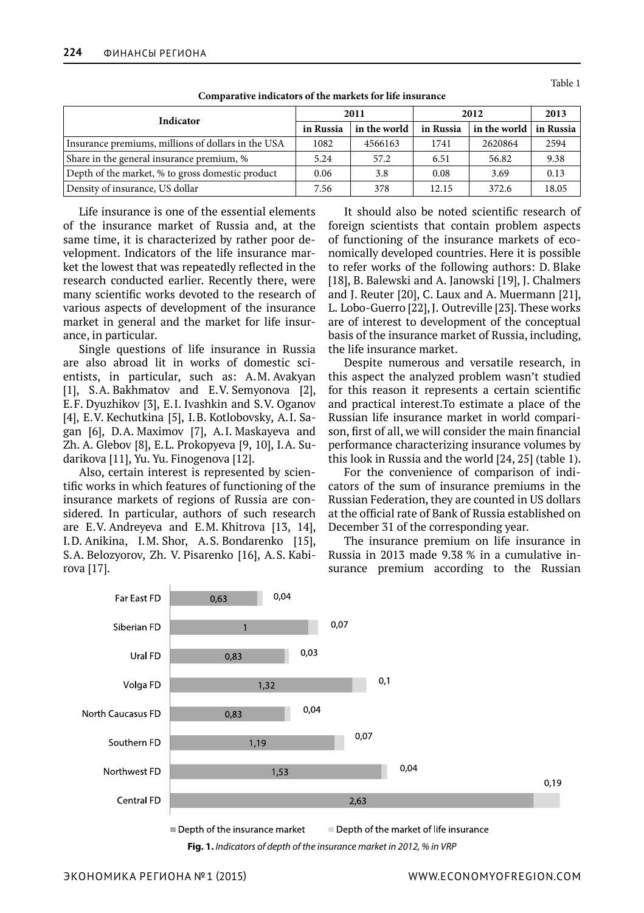Table 1

**Comparative indicators of the markets for life insurance**

| Indicator | 2011 | | 2012 | | 2013 |
|---|---|---|---|---|---|
| | in Russia | in the world | in Russia | in the world | in Russia |
| Insurance premiums, millions of dollars in the USA | 1082 | 4566163 | 1741 | 2620864 | 2594 |
| Share in the general insurance premium, % | 5.24 | 57.2 | 6.51 | 56.82 | 9.38 |
| Depth of the market, % to gross domestic product | 0.06 | 3.8 | 0.08 | 3.69 | 0.13 |
| Density of insurance, US dollar | 7.56 | 378 | 12.15 | 372.6 | 18.05 |

Life insurance is one of the essential elements of the insurance market of Russia and, at the same time, it is characterized by rather poor development. Indicators of the life insurance market the lowest that was repeatedly reflected in the research conducted earlier. Recently there, were many scientific works devoted to the research of various aspects of development of the insurance market in general and the market for life insurance, in particular.

Single questions of life insurance in Russia are also abroad lit in works of domestic scientists, in particular, such as: A.M. Avakyan [1], S.A. Bakhmatov and E.V. Semyonova [2], E.F. Dyuzhikov [3], E.I. Ivashkin and S.V. Oganov [4], E.V. Kechutkina [5], I.B. Kotlobovsky, A.I. Sagan [6], D.A. Maximov [7], A.I. Maskayeva and Zh. A. Glebov [8], E.L. Prokopyeva [9, 10], I.A. Sudarikova [11], Yu. Yu. Finogenova [12].

Also, certain interest is represented by scientific works in which features of functioning of the insurance markets of regions of Russia are considered. In particular, authors of such research are E.V. Andreyeva and E.M. Khitrova [13, 14], I.D. Anikina, I.M. Shor, A.S. Bondarenko [15], S.A. Belozyorov, Zh. V. Pisarenko [16], A.S. Kabirova [17].

It should also be noted scientific research of foreign scientists that contain problem aspects of functioning of the insurance markets of economically developed countries. Here it is possible to refer works of the following authors: D. Blake [18], B. Balewski and A. Janowski [19], J. Chalmers and J. Reuter [20], C. Laux and A. Muermann [21], L. Lobo-Guerro [22], J. Outreville [23]. These works are of interest to development of the conceptual basis of the insurance market of Russia, including, the life insurance market.

Despite numerous and versatile research, in this aspect the analyzed problem wasn't studied for this reason it represents a certain scientific and practical interest.To estimate a place of the Russian life insurance market in world comparison, first of all, we will consider the main financial performance characterizing insurance volumes by this look in Russia and the world [24, 25] (table 1).

For the convenience of comparison of indicators of the sum of insurance premiums in the Russian Federation, they are counted in US dollars at the official rate of Bank of Russia established on December 31 of the corresponding year.

The insurance premium on life insurance in Russia in 2013 made 9.38 % in a cumulative insurance premium according to the Russian

| Federal district | Depth of the insurance market | Depth of the market of life insurance |
|---|---|---|
| Far East FD | 0,63 | 0,04 |
| Siberian FD | 1 | 0,07 |
| Ural FD | 0,83 | 0,03 |
| Volga FD | 1,32 | 0,1 |
| North Caucasus FD | 0,83 | 0,04 |
| Southern FD | 1,19 | 0,07 |
| Northwest FD | 1,53 | 0,04 |
| Central FD | 2,63 | 0,19 |

**Fig. 1.** *Indicators of depth of the insurance market in 2012, % in VRP*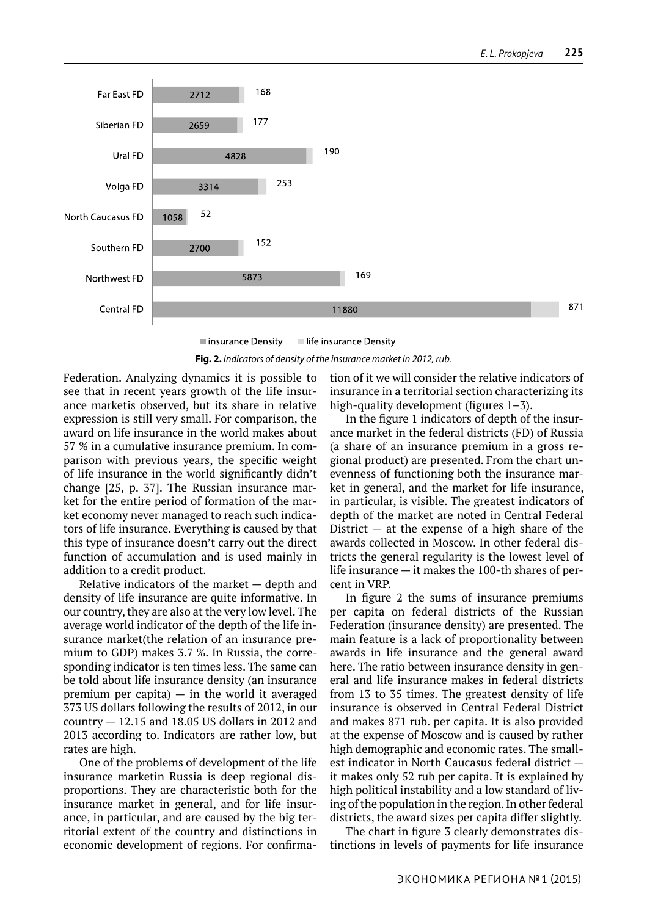| Federal district | insurance Density | life insurance Density |
|---|---|---|
| Far East FD | 2712 | 168 |
| Siberian FD | 2659 | 177 |
| Ural FD | 4828 | 190 |
| Volga FD | 3314 | 253 |
| North Caucasus FD | 1058 | 52 |
| Southern FD | 2700 | 152 |
| Northwest FD | 5873 | 169 |
| Central FD | 11880 | 871 |

**Fig. 2.** *Indicators of density of the insurance market in 2012, rub.*

Federation. Analyzing dynamics it is possible to see that in recent years growth of the life insurance marketis observed, but its share in relative expression is still very small. For comparison, the award on life insurance in the world makes about 57 % in a cumulative insurance premium. In comparison with previous years, the specific weight of life insurance in the world significantly didn't change [25, p. 37]. The Russian insurance market for the entire period of formation of the market economy never managed to reach such indicators of life insurance. Everything is caused by that this type of insurance doesn't carry out the direct function of accumulation and is used mainly in addition to a credit product.

Relative indicators of the market — depth and density of life insurance are quite informative. In our country, they are also at the very low level. The average world indicator of the depth of the life insurance market(the relation of an insurance premium to GDP) makes 3.7 %. In Russia, the corresponding indicator is ten times less. The same can be told about life insurance density (an insurance premium per capita) — in the world it averaged 373 US dollars following the results of 2012, in our country — 12.15 and 18.05 US dollars in 2012 and 2013 according to. Indicators are rather low, but rates are high.

One of the problems of development of the life insurance marketin Russia is deep regional disproportions. They are characteristic both for the insurance market in general, and for life insurance, in particular, and are caused by the big territorial extent of the country and distinctions in economic development of regions. For confirmation of it we will consider the relative indicators of insurance in a territorial section characterizing its high-quality development (figures 1–3).

In the figure 1 indicators of depth of the insurance market in the federal districts (FD) of Russia (a share of an insurance premium in a gross regional product) are presented. From the chart unevenness of functioning both the insurance market in general, and the market for life insurance, in particular, is visible. The greatest indicators of depth of the market are noted in Central Federal District — at the expense of a high share of the awards collected in Moscow. In other federal districts the general regularity is the lowest level of life insurance — it makes the 100-th shares of percent in VRP.

In figure 2 the sums of insurance premiums per capita on federal districts of the Russian Federation (insurance density) are presented. The main feature is a lack of proportionality between awards in life insurance and the general award here. The ratio between insurance density in general and life insurance makes in federal districts from 13 to 35 times. The greatest density of life insurance is observed in Central Federal District and makes 871 rub. per capita. It is also provided at the expense of Moscow and is caused by rather high demographic and economic rates. The smallest indicator in North Caucasus federal district — it makes only 52 rub per capita. It is explained by high political instability and a low standard of living of the population in the region. In other federal districts, the award sizes per capita differ slightly.

The chart in figure 3 clearly demonstrates distinctions in levels of payments for life insurance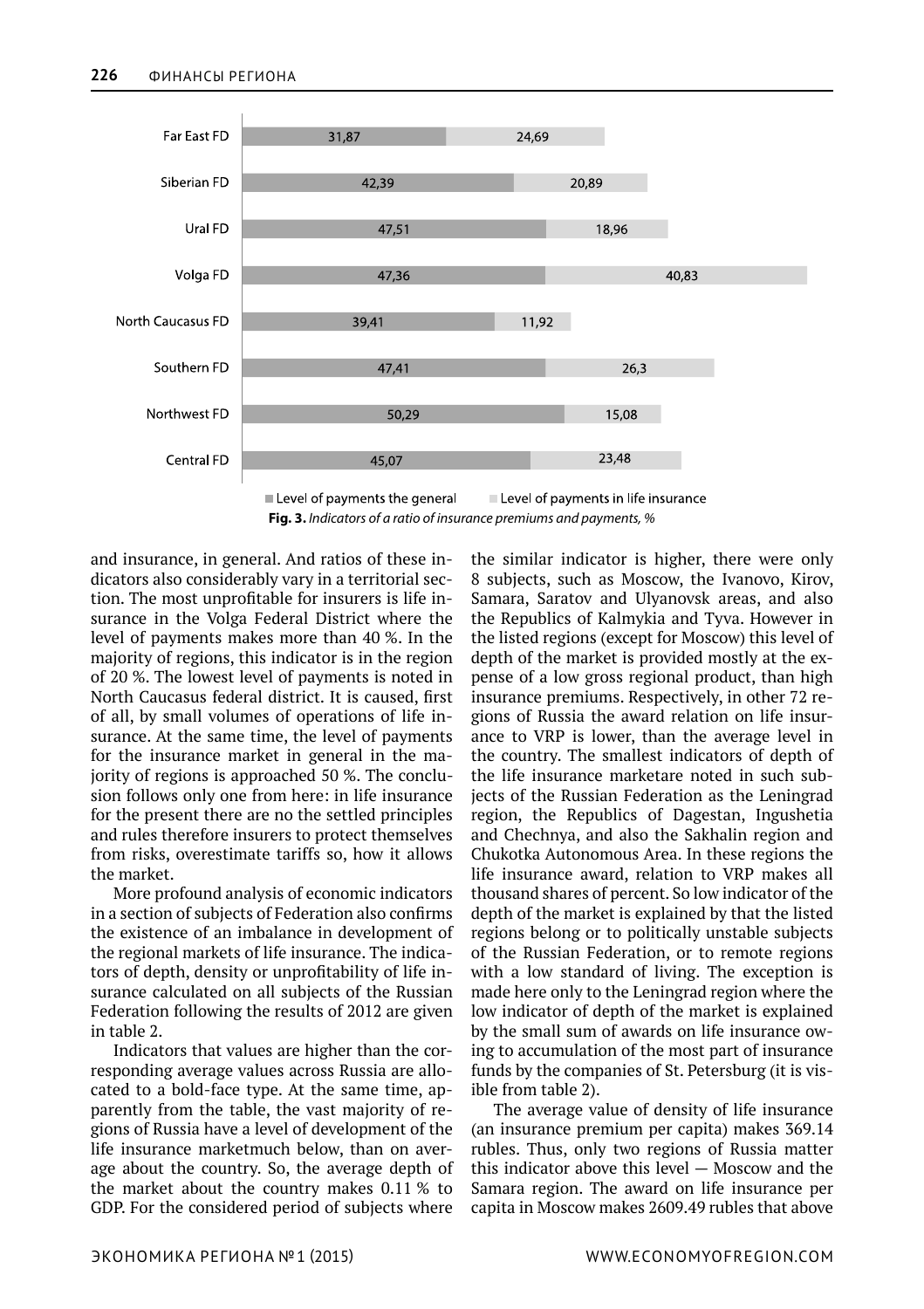| Federal District | Level of payments the general | Level of payments in life insurance |
|---|---|---|
| Far East FD | 31,87 | 24,69 |
| Siberian FD | 42,39 | 20,89 |
| Ural FD | 47,51 | 18,96 |
| Volga FD | 47,36 | 40,83 |
| North Caucasus FD | 39,41 | 11,92 |
| Southern FD | 47,41 | 26,3 |
| Northwest FD | 50,29 | 15,08 |
| Central FD | 45,07 | 23,48 |

**Fig. 3.** *Indicators of a ratio of insurance premiums and payments, %*

and insurance, in general. And ratios of these indicators also considerably vary in a territorial section. The most unprofitable for insurers is life insurance in the Volga Federal District where the level of payments makes more than 40 %. In the majority of regions, this indicator is in the region of 20 %. The lowest level of payments is noted in North Caucasus federal district. It is caused, first of all, by small volumes of operations of life insurance. At the same time, the level of payments for the insurance market in general in the majority of regions is approached 50 %. The conclusion follows only one from here: in life insurance for the present there are no the settled principles and rules therefore insurers to protect themselves from risks, overestimate tariffs so, how it allows the market.

More profound analysis of economic indicators in a section of subjects of Federation also confirms the existence of an imbalance in development of the regional markets of life insurance. The indicators of depth, density or unprofitability of life insurance calculated on all subjects of the Russian Federation following the results of 2012 are given in table 2.

Indicators that values are higher than the corresponding average values across Russia are allocated to a bold-face type. At the same time, apparently from the table, the vast majority of regions of Russia have a level of development of the life insurance marketmuch below, than on average about the country. So, the average depth of the market about the country makes 0.11 % to GDP. For the considered period of subjects where the similar indicator is higher, there were only 8 subjects, such as Moscow, the Ivanovo, Kirov, Samara, Saratov and Ulyanovsk areas, and also the Republics of Kalmykia and Tyva. However in the listed regions (except for Moscow) this level of depth of the market is provided mostly at the expense of a low gross regional product, than high insurance premiums. Respectively, in other 72 regions of Russia the award relation on life insurance to VRP is lower, than the average level in the country. The smallest indicators of depth of the life insurance marketare noted in such subjects of the Russian Federation as the Leningrad region, the Republics of Dagestan, Ingushetia and Chechnya, and also the Sakhalin region and Chukotka Autonomous Area. In these regions the life insurance award, relation to VRP makes all thousand shares of percent. So low indicator of the depth of the market is explained by that the listed regions belong or to politically unstable subjects of the Russian Federation, or to remote regions with a low standard of living. The exception is made here only to the Leningrad region where the low indicator of depth of the market is explained by the small sum of awards on life insurance owing to accumulation of the most part of insurance funds by the companies of St. Petersburg (it is visible from table 2).

The average value of density of life insurance (an insurance premium per capita) makes 369.14 rubles. Thus, only two regions of Russia matter this indicator above this level — Moscow and the Samara region. The award on life insurance per capita in Moscow makes 2609.49 rubles that above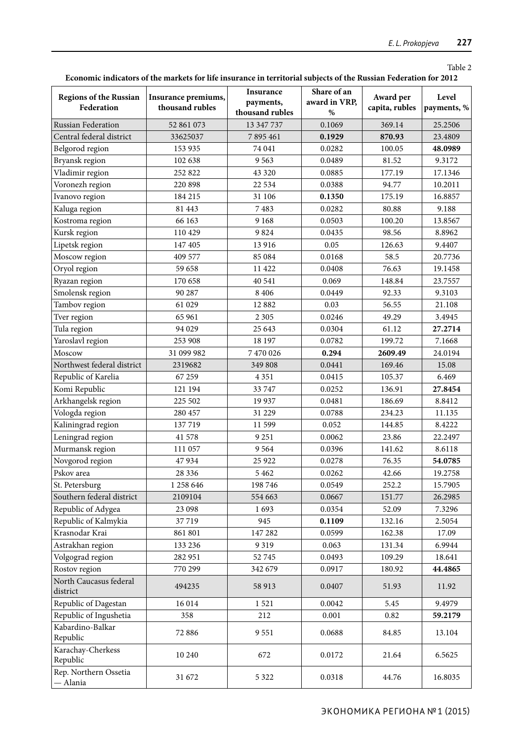Table 2

**Economic indicators of the markets for life insurance in territorial subjects of the Russian Federation for 2012**

| Regions of the Russian Federation | Insurance premiums, thousand rubles | Insurance payments, thousand rubles | Share of an award in VRP, % | Award per capita, rubles | Level payments, % |
|---|---|---|---|---|---|
| Russian Federation | 52 861 073 | 13 347 737 | 0.1069 | 369.14 | 25.2506 |
| Central federal district | 33625037 | 7 895 461 | **0.1929** | **870.93** | 23.4809 |
| Belgorod region | 153 935 | 74 041 | 0.0282 | 100.05 | **48.0989** |
| Bryansk region | 102 638 | 9 563 | 0.0489 | 81.52 | 9.3172 |
| Vladimir region | 252 822 | 43 320 | 0.0885 | 177.19 | 17.1346 |
| Voronezh region | 220 898 | 22 534 | 0.0388 | 94.77 | 10.2011 |
| Ivanovo region | 184 215 | 31 106 | **0.1350** | 175.19 | 16.8857 |
| Kaluga region | 81 443 | 7 483 | 0.0282 | 80.88 | 9.188 |
| Kostroma region | 66 163 | 9 168 | 0.0503 | 100.20 | 13.8567 |
| Kursk region | 110 429 | 9 824 | 0.0435 | 98.56 | 8.8962 |
| Lipetsk region | 147 405 | 13 916 | 0.05 | 126.63 | 9.4407 |
| Moscow region | 409 577 | 85 084 | 0.0168 | 58.5 | 20.7736 |
| Oryol region | 59 658 | 11 422 | 0.0408 | 76.63 | 19.1458 |
| Ryazan region | 170 658 | 40 541 | 0.069 | 148.84 | 23.7557 |
| Smolensk region | 90 287 | 8 406 | 0.0449 | 92.33 | 9.3103 |
| Tambov region | 61 029 | 12 882 | 0.03 | 56.55 | 21.108 |
| Tver region | 65 961 | 2 305 | 0.0246 | 49.29 | 3.4945 |
| Tula region | 94 029 | 25 643 | 0.0304 | 61.12 | **27.2714** |
| Yaroslavl region | 253 908 | 18 197 | 0.0782 | 199.72 | 7.1668 |
| Moscow | 31 099 982 | 7 470 026 | **0.294** | **2609.49** | 24.0194 |
| Northwest federal district | 2319682 | 349 808 | 0.0441 | 169.46 | 15.08 |
| Republic of Karelia | 67 259 | 4 351 | 0.0415 | 105.37 | 6.469 |
| Komi Republic | 121 194 | 33 747 | 0.0252 | 136.91 | **27.8454** |
| Arkhangelsk region | 225 502 | 19 937 | 0.0481 | 186.69 | 8.8412 |
| Vologda region | 280 457 | 31 229 | 0.0788 | 234.23 | 11.135 |
| Kaliningrad region | 137 719 | 11 599 | 0.052 | 144.85 | 8.4222 |
| Leningrad region | 41 578 | 9 251 | 0.0062 | 23.86 | 22.2497 |
| Murmansk region | 111 057 | 9 564 | 0.0396 | 141.62 | 8.6118 |
| Novgorod region | 47 934 | 25 922 | 0.0278 | 76.35 | **54.0785** |
| Pskov area | 28 336 | 5 462 | 0.0262 | 42.66 | 19.2758 |
| St. Petersburg | 1 258 646 | 198 746 | 0.0549 | 252.2 | 15.7905 |
| Southern federal district | 2109104 | 554 663 | 0.0667 | 151.77 | 26.2985 |
| Republic of Adygea | 23 098 | 1 693 | 0.0354 | 52.09 | 7.3296 |
| Republic of Kalmykia | 37 719 | 945 | **0.1109** | 132.16 | 2.5054 |
| Krasnodar Krai | 861 801 | 147 282 | 0.0599 | 162.38 | 17.09 |
| Astrakhan region | 133 236 | 9 319 | 0.063 | 131.34 | 6.9944 |
| Volgograd region | 282 951 | 52 745 | 0.0493 | 109.29 | 18.641 |
| Rostov region | 770 299 | 342 679 | 0.0917 | 180.92 | **44.4865** |
| North Caucasus federal district | 494235 | 58 913 | 0.0407 | 51.93 | 11.92 |
| Republic of Dagestan | 16 014 | 1 521 | 0.0042 | 5.45 | 9.4979 |
| Republic of Ingushetia | 358 | 212 | 0.001 | 0.82 | **59.2179** |
| Kabardino-Balkar Republic | 72 886 | 9 551 | 0.0688 | 84.85 | 13.104 |
| Karachay-Cherkess Republic | 10 240 | 672 | 0.0172 | 21.64 | 6.5625 |
| Rep. Northern Ossetia — Alania | 31 672 | 5 322 | 0.0318 | 44.76 | 16.8035 |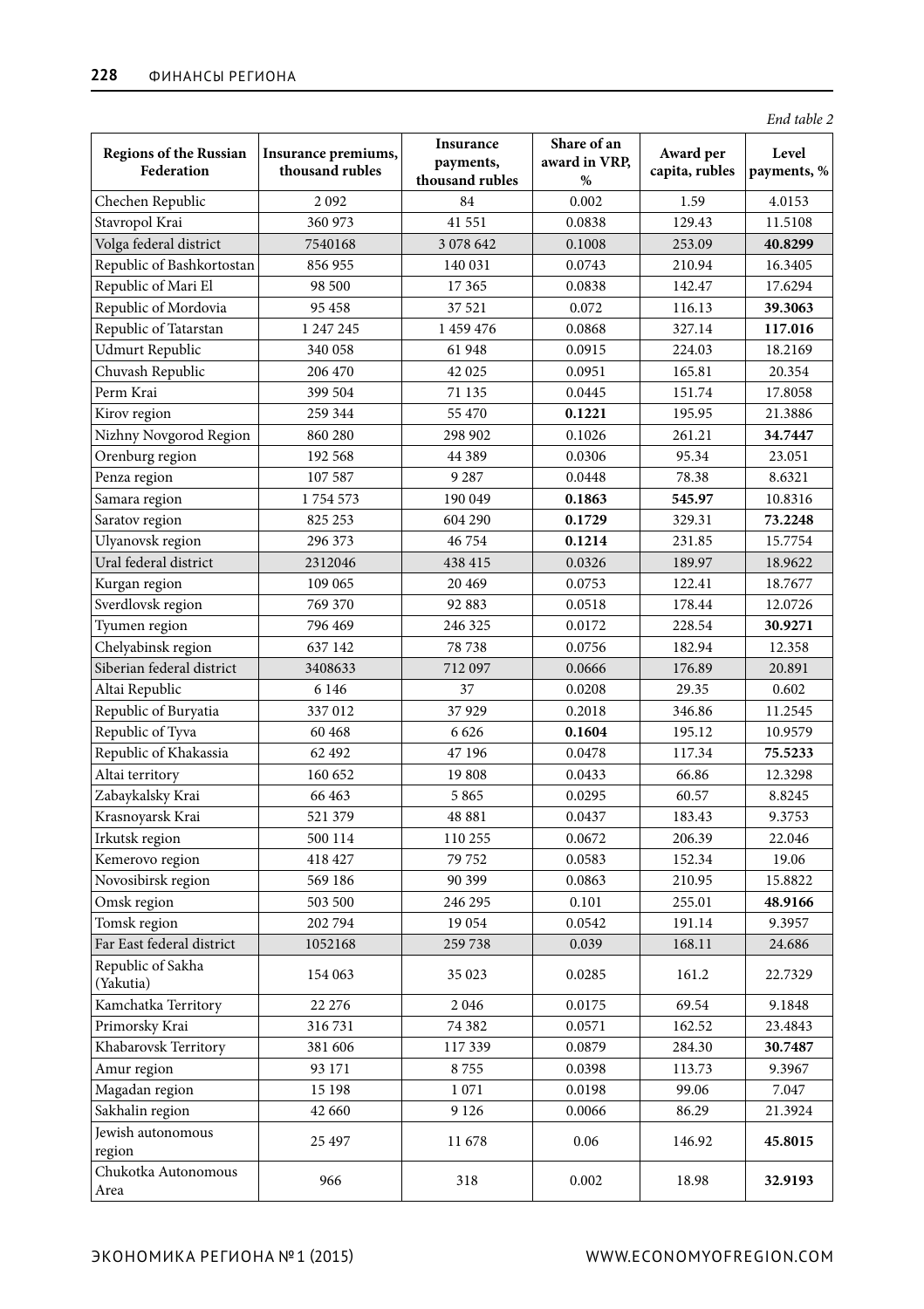*End table 2*

| Regions of the Russian Federation | Insurance premiums, thousand rubles | Insurance payments, thousand rubles | Share of an award in VRP, % | Award per capita, rubles | Level payments, % |
|---|---|---|---|---|---|
| Chechen Republic | 2 092 | 84 | 0.002 | 1.59 | 4.0153 |
| Stavropol Krai | 360 973 | 41 551 | 0.0838 | 129.43 | 11.5108 |
| Volga federal district | 7540168 | 3 078 642 | 0.1008 | 253.09 | **40.8299** |
| Republic of Bashkortostan | 856 955 | 140 031 | 0.0743 | 210.94 | 16.3405 |
| Republic of Mari El | 98 500 | 17 365 | 0.0838 | 142.47 | 17.6294 |
| Republic of Mordovia | 95 458 | 37 521 | 0.072 | 116.13 | **39.3063** |
| Republic of Tatarstan | 1 247 245 | 1 459 476 | 0.0868 | 327.14 | **117.016** |
| Udmurt Republic | 340 058 | 61 948 | 0.0915 | 224.03 | 18.2169 |
| Chuvash Republic | 206 470 | 42 025 | 0.0951 | 165.81 | 20.354 |
| Perm Krai | 399 504 | 71 135 | 0.0445 | 151.74 | 17.8058 |
| Kirov region | 259 344 | 55 470 | **0.1221** | 195.95 | 21.3886 |
| Nizhny Novgorod Region | 860 280 | 298 902 | 0.1026 | 261.21 | **34.7447** |
| Orenburg region | 192 568 | 44 389 | 0.0306 | 95.34 | 23.051 |
| Penza region | 107 587 | 9 287 | 0.0448 | 78.38 | 8.6321 |
| Samara region | 1 754 573 | 190 049 | **0.1863** | **545.97** | 10.8316 |
| Saratov region | 825 253 | 604 290 | **0.1729** | 329.31 | **73.2248** |
| Ulyanovsk region | 296 373 | 46 754 | **0.1214** | 231.85 | 15.7754 |
| Ural federal district | 2312046 | 438 415 | 0.0326 | 189.97 | 18.9622 |
| Kurgan region | 109 065 | 20 469 | 0.0753 | 122.41 | 18.7677 |
| Sverdlovsk region | 769 370 | 92 883 | 0.0518 | 178.44 | 12.0726 |
| Tyumen region | 796 469 | 246 325 | 0.0172 | 228.54 | **30.9271** |
| Chelyabinsk region | 637 142 | 78 738 | 0.0756 | 182.94 | 12.358 |
| Siberian federal district | 3408633 | 712 097 | 0.0666 | 176.89 | 20.891 |
| Altai Republic | 6 146 | 37 | 0.0208 | 29.35 | 0.602 |
| Republic of Buryatia | 337 012 | 37 929 | 0.2018 | 346.86 | 11.2545 |
| Republic of Tyva | 60 468 | 6 626 | **0.1604** | 195.12 | 10.9579 |
| Republic of Khakassia | 62 492 | 47 196 | 0.0478 | 117.34 | **75.5233** |
| Altai territory | 160 652 | 19 808 | 0.0433 | 66.86 | 12.3298 |
| Zabaykalsky Krai | 66 463 | 5 865 | 0.0295 | 60.57 | 8.8245 |
| Krasnoyarsk Krai | 521 379 | 48 881 | 0.0437 | 183.43 | 9.3753 |
| Irkutsk region | 500 114 | 110 255 | 0.0672 | 206.39 | 22.046 |
| Kemerovo region | 418 427 | 79 752 | 0.0583 | 152.34 | 19.06 |
| Novosibirsk region | 569 186 | 90 399 | 0.0863 | 210.95 | 15.8822 |
| Omsk region | 503 500 | 246 295 | 0.101 | 255.01 | **48.9166** |
| Tomsk region | 202 794 | 19 054 | 0.0542 | 191.14 | 9.3957 |
| Far East federal district | 1052168 | 259 738 | 0.039 | 168.11 | 24.686 |
| Republic of Sakha (Yakutia) | 154 063 | 35 023 | 0.0285 | 161.2 | 22.7329 |
| Kamchatka Territory | 22 276 | 2 046 | 0.0175 | 69.54 | 9.1848 |
| Primorsky Krai | 316 731 | 74 382 | 0.0571 | 162.52 | 23.4843 |
| Khabarovsk Territory | 381 606 | 117 339 | 0.0879 | 284.30 | **30.7487** |
| Amur region | 93 171 | 8 755 | 0.0398 | 113.73 | 9.3967 |
| Magadan region | 15 198 | 1 071 | 0.0198 | 99.06 | 7.047 |
| Sakhalin region | 42 660 | 9 126 | 0.0066 | 86.29 | 21.3924 |
| Jewish autonomous region | 25 497 | 11 678 | 0.06 | 146.92 | **45.8015** |
| Chukotka Autonomous Area | 966 | 318 | 0.002 | 18.98 | **32.9193** |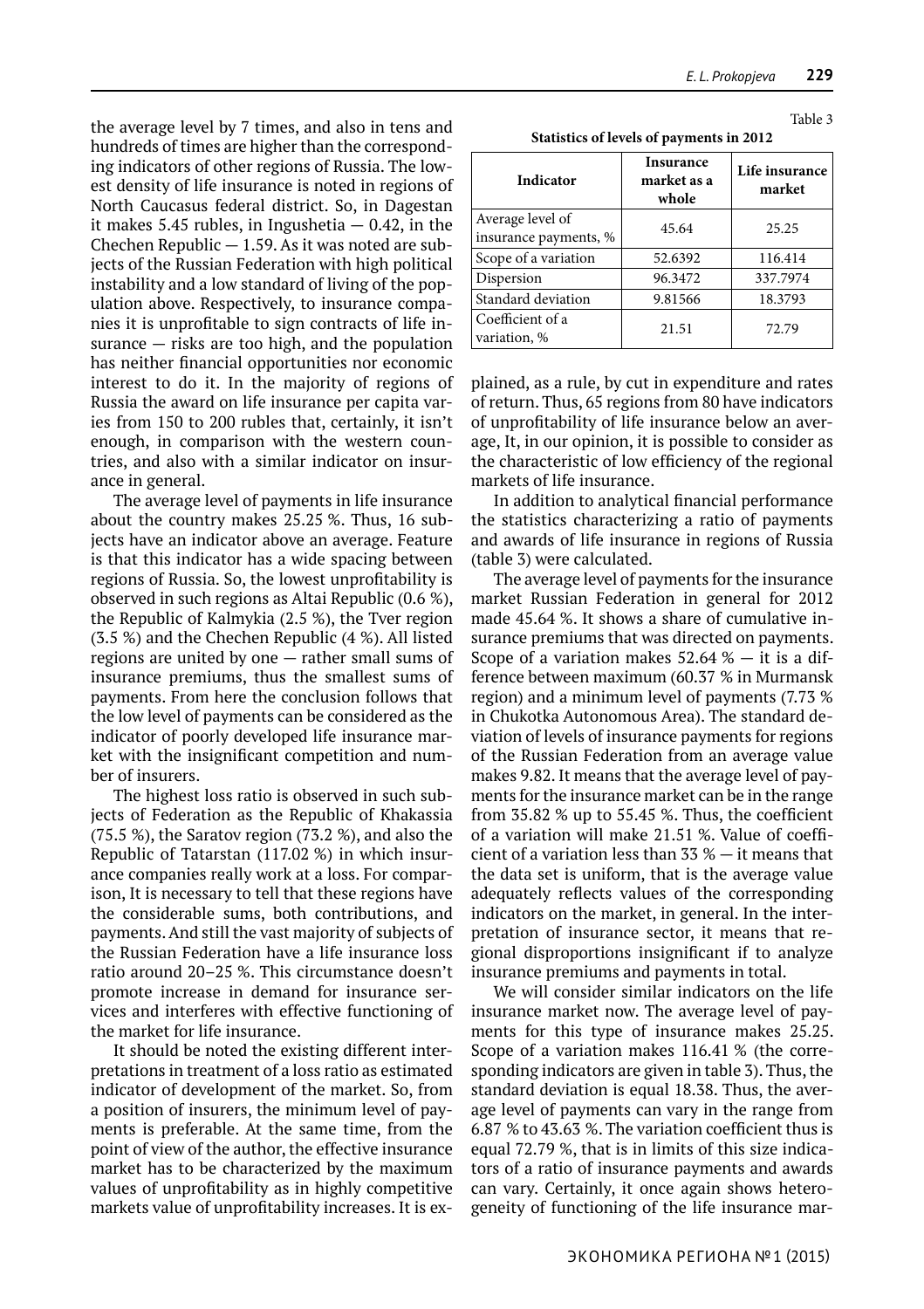the average level by 7 times, and also in tens and hundreds of times are higher than the corresponding indicators of other regions of Russia. The lowest density of life insurance is noted in regions of North Caucasus federal district. So, in Dagestan it makes 5.45 rubles, in Ingushetia — 0.42, in the Chechen Republic — 1.59. As it was noted are subjects of the Russian Federation with high political instability and a low standard of living of the population above. Respectively, to insurance companies it is unprofitable to sign contracts of life insurance — risks are too high, and the population has neither financial opportunities nor economic interest to do it. In the majority of regions of Russia the award on life insurance per capita varies from 150 to 200 rubles that, certainly, it isn't enough, in comparison with the western countries, and also with a similar indicator on insurance in general.

The average level of payments in life insurance about the country makes 25.25 %. Thus, 16 subjects have an indicator above an average. Feature is that this indicator has a wide spacing between regions of Russia. So, the lowest unprofitability is observed in such regions as Altai Republic (0.6 %), the Republic of Kalmykia (2.5 %), the Tver region (3.5 %) and the Chechen Republic (4 %). All listed regions are united by one — rather small sums of insurance premiums, thus the smallest sums of payments. From here the conclusion follows that the low level of payments can be considered as the indicator of poorly developed life insurance market with the insignificant competition and number of insurers.

The highest loss ratio is observed in such subjects of Federation as the Republic of Khakassia (75.5 %), the Saratov region (73.2 %), and also the Republic of Tatarstan (117.02 %) in which insurance companies really work at a loss. For comparison, It is necessary to tell that these regions have the considerable sums, both contributions, and payments. And still the vast majority of subjects of the Russian Federation have a life insurance loss ratio around 20–25 %. This circumstance doesn't promote increase in demand for insurance services and interferes with effective functioning of the market for life insurance.

It should be noted the existing different interpretations in treatment of a loss ratio as estimated indicator of development of the market. So, from a position of insurers, the minimum level of payments is preferable. At the same time, from the point of view of the author, the effective insurance market has to be characterized by the maximum values of unprofitability as in highly competitive markets value of unprofitability increases. It is explained, as a rule, by cut in expenditure and rates of return. Thus, 65 regions from 80 have indicators of unprofitability of life insurance below an average, It, in our opinion, it is possible to consider as the characteristic of low efficiency of the regional markets of life insurance.

In addition to analytical financial performance the statistics characterizing a ratio of payments and awards of life insurance in regions of Russia (table 3) were calculated.

Table 3

**Statistics of levels of payments in 2012**

| Indicator | Insurance market as a whole | Life insurance market |
|---|---|---|
| Average level of insurance payments, % | 45.64 | 25.25 |
| Scope of a variation | 52.6392 | 116.414 |
| Dispersion | 96.3472 | 337.7974 |
| Standard deviation | 9.81566 | 18.3793 |
| Coefficient of a variation, % | 21.51 | 72.79 |

The average level of payments for the insurance market Russian Federation in general for 2012 made 45.64 %. It shows a share of cumulative insurance premiums that was directed on payments. Scope of a variation makes 52.64 % — it is a difference between maximum (60.37 % in Murmansk region) and a minimum level of payments (7.73 % in Chukotka Autonomous Area). The standard deviation of levels of insurance payments for regions of the Russian Federation from an average value makes 9.82. It means that the average level of payments for the insurance market can be in the range from 35.82 % up to 55.45 %. Thus, the coefficient of a variation will make 21.51 %. Value of coefficient of a variation less than 33 % — it means that the data set is uniform, that is the average value adequately reflects values of the corresponding indicators on the market, in general. In the interpretation of insurance sector, it means that regional disproportions insignificant if to analyze insurance premiums and payments in total.

We will consider similar indicators on the life insurance market now. The average level of payments for this type of insurance makes 25.25. Scope of a variation makes 116.41 % (the corresponding indicators are given in table 3). Thus, the standard deviation is equal 18.38. Thus, the average level of payments can vary in the range from 6.87 % to 43.63 %. The variation coefficient thus is equal 72.79 %, that is in limits of this size indicators of a ratio of insurance payments and awards can vary. Certainly, it once again shows heterogeneity of functioning of the life insurance mar-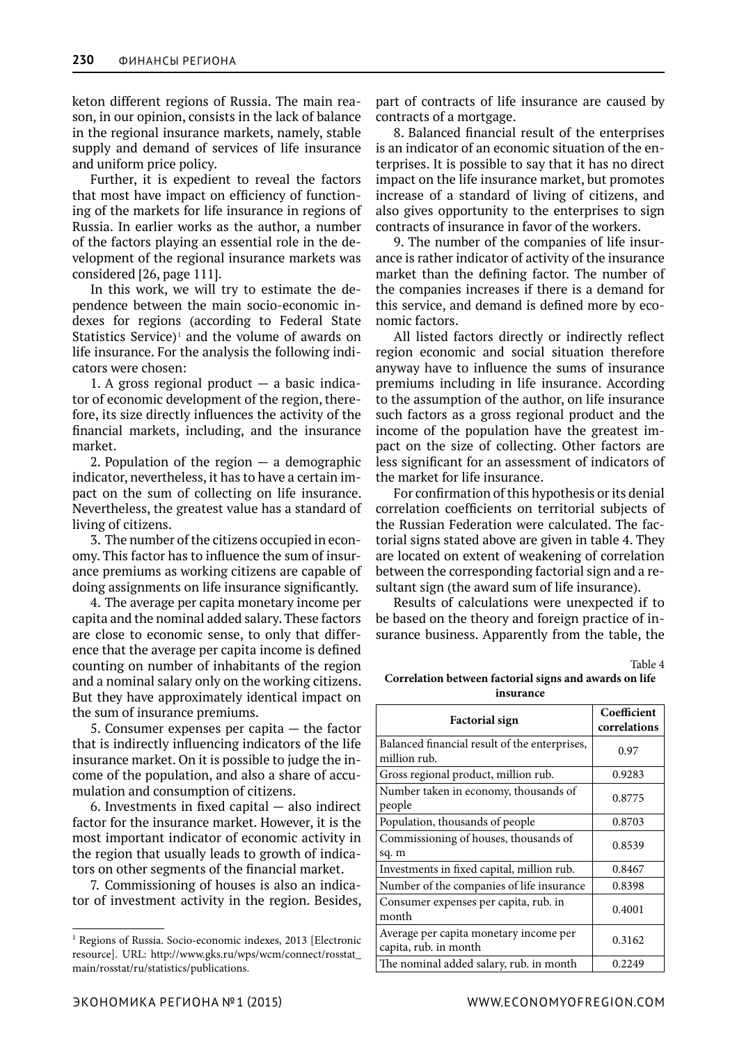keton different regions of Russia. The main reason, in our opinion, consists in the lack of balance in the regional insurance markets, namely, stable supply and demand of services of life insurance and uniform price policy.

Further, it is expedient to reveal the factors that most have impact on efficiency of functioning of the markets for life insurance in regions of Russia. In earlier works as the author, a number of the factors playing an essential role in the development of the regional insurance markets was considered [26, page 111].

In this work, we will try to estimate the dependence between the main socio-economic indexes for regions (according to Federal State Statistics Service)[1] and the volume of awards on life insurance. For the analysis the following indicators were chosen:

1. A gross regional product — a basic indicator of economic development of the region, therefore, its size directly influences the activity of the financial markets, including, and the insurance market.

2. Population of the region — a demographic indicator, nevertheless, it has to have a certain impact on the sum of collecting on life insurance. Nevertheless, the greatest value has a standard of living of citizens.

3. The number of the citizens occupied in economy. This factor has to influence the sum of insurance premiums as working citizens are capable of doing assignments on life insurance significantly.

4. The average per capita monetary income per capita and the nominal added salary. These factors are close to economic sense, to only that difference that the average per capita income is defined counting on number of inhabitants of the region and a nominal salary only on the working citizens. But they have approximately identical impact on the sum of insurance premiums.

5. Consumer expenses per capita — the factor that is indirectly influencing indicators of the life insurance market. On it is possible to judge the income of the population, and also a share of accumulation and consumption of citizens.

6. Investments in fixed capital — also indirect factor for the insurance market. However, it is the most important indicator of economic activity in the region that usually leads to growth of indicators on other segments of the financial market.

7. Commissioning of houses is also an indicator of investment activity in the region. Besides, part of contracts of life insurance are caused by contracts of a mortgage.

8. Balanced financial result of the enterprises is an indicator of an economic situation of the enterprises. It is possible to say that it has no direct impact on the life insurance market, but promotes increase of a standard of living of citizens, and also gives opportunity to the enterprises to sign contracts of insurance in favor of the workers.

9. The number of the companies of life insurance is rather indicator of activity of the insurance market than the defining factor. The number of the companies increases if there is a demand for this service, and demand is defined more by economic factors.

All listed factors directly or indirectly reflect region economic and social situation therefore anyway have to influence the sums of insurance premiums including in life insurance. According to the assumption of the author, on life insurance such factors as a gross regional product and the income of the population have the greatest impact on the size of collecting. Other factors are less significant for an assessment of indicators of the market for life insurance.

For confirmation of this hypothesis or its denial correlation coefficients on territorial subjects of the Russian Federation were calculated. The factorial signs stated above are given in table 4. They are located on extent of weakening of correlation between the corresponding factorial sign and a resultant sign (the award sum of life insurance).

Results of calculations were unexpected if to be based on the theory and foreign practice of insurance business. Apparently from the table, the

Table 4

**Correlation between factorial signs and awards on life insurance**

| Factorial sign | Coefficient correlations |
|---|---|
| Balanced financial result of the enterprises, million rub. | 0.97 |
| Gross regional product, million rub. | 0.9283 |
| Number taken in economy, thousands of people | 0.8775 |
| Population, thousands of people | 0.8703 |
| Commissioning of houses, thousands of sq. m | 0.8539 |
| Investments in fixed capital, million rub. | 0.8467 |
| Number of the companies of life insurance | 0.8398 |
| Consumer expenses per capita, rub. in month | 0.4001 |
| Average per capita monetary income per capita, rub. in month | 0.3162 |
| The nominal added salary, rub. in month | 0.2249 |

[1] Regions of Russia. Socio-economic indexes, 2013 [Electronic resource]. URL: http://www.gks.ru/wps/wcm/connect/rosstat_main/rosstat/ru/statistics/publications.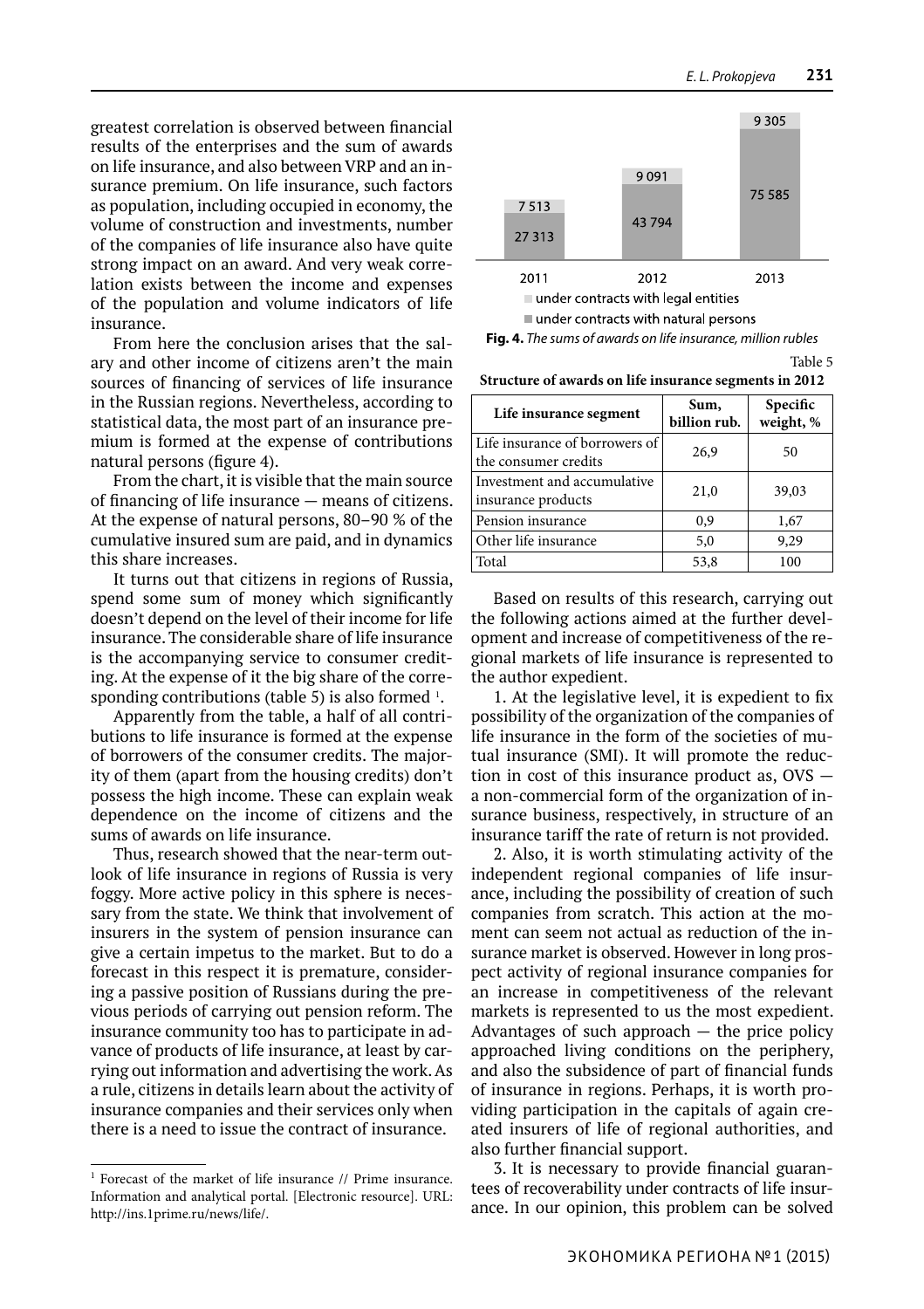greatest correlation is observed between financial results of the enterprises and the sum of awards on life insurance, and also between VRP and an insurance premium. On life insurance, such factors as population, including occupied in economy, the volume of construction and investments, number of the companies of life insurance also have quite strong impact on an award. And very weak correlation exists between the income and expenses of the population and volume indicators of life insurance.

From here the conclusion arises that the salary and other income of citizens aren't the main sources of financing of services of life insurance in the Russian regions. Nevertheless, according to statistical data, the most part of an insurance premium is formed at the expense of contributions natural persons (figure 4).

From the chart, it is visible that the main source of financing of life insurance — means of citizens. At the expense of natural persons, 80–90 % of the cumulative insured sum are paid, and in dynamics this share increases.

It turns out that citizens in regions of Russia, spend some sum of money which significantly doesn't depend on the level of their income for life insurance. The considerable share of life insurance is the accompanying service to consumer crediting. At the expense of it the big share of the corresponding contributions (table 5) is also formed [1].

Apparently from the table, a half of all contributions to life insurance is formed at the expense of borrowers of the consumer credits. The majority of them (apart from the housing credits) don't possess the high income. These can explain weak dependence on the income of citizens and the sums of awards on life insurance.

Thus, research showed that the near-term outlook of life insurance in regions of Russia is very foggy. More active policy in this sphere is necessary from the state. We think that involvement of insurers in the system of pension insurance can give a certain impetus to the market. But to do a forecast in this respect it is premature, considering a passive position of Russians during the previous periods of carrying out pension reform. The insurance community too has to participate in advance of products of life insurance, at least by carrying out information and advertising the work. As a rule, citizens in details learn about the activity of insurance companies and their services only when there is a need to issue the contract of insurance.

9 305

9 091

7 513

75 585

43 794

27 313

2011

2012

2013

under contracts with legal entities

under contracts with natural persons

**Fig. 4.** *The sums of awards on life insurance, million rubles*

Table 5

**Structure of awards on life insurance segments in 2012**

| Life insurance segment | Sum, billion rub. | Specific weight, % |
|---|---|---|
| Life insurance of borrowers of the consumer credits | 26,9 | 50 |
| Investment and accumulative insurance products | 21,0 | 39,03 |
| Pension insurance | 0,9 | 1,67 |
| Other life insurance | 5,0 | 9,29 |
| Total | 53,8 | 100 |

Based on results of this research, carrying out the following actions aimed at the further development and increase of competitiveness of the regional markets of life insurance is represented to the author expedient.

1. At the legislative level, it is expedient to fix possibility of the organization of the companies of life insurance in the form of the societies of mutual insurance (SMI). It will promote the reduction in cost of this insurance product as, OVS — a non-commercial form of the organization of insurance business, respectively, in structure of an insurance tariff the rate of return is not provided.

2. Also, it is worth stimulating activity of the independent regional companies of life insurance, including the possibility of creation of such companies from scratch. This action at the moment can seem not actual as reduction of the insurance market is observed. However in long prospect activity of regional insurance companies for an increase in competitiveness of the relevant markets is represented to us the most expedient. Advantages of such approach — the price policy approached living conditions on the periphery, and also the subsidence of part of financial funds of insurance in regions. Perhaps, it is worth providing participation in the capitals of again created insurers of life of regional authorities, and also further financial support.

3. It is necessary to provide financial guarantees of recoverability under contracts of life insurance. In our opinion, this problem can be solved

[1] Forecast of the market of life insurance // Prime insurance. Information and analytical portal. [Electronic resource]. URL: http://ins.1prime.ru/news/life/.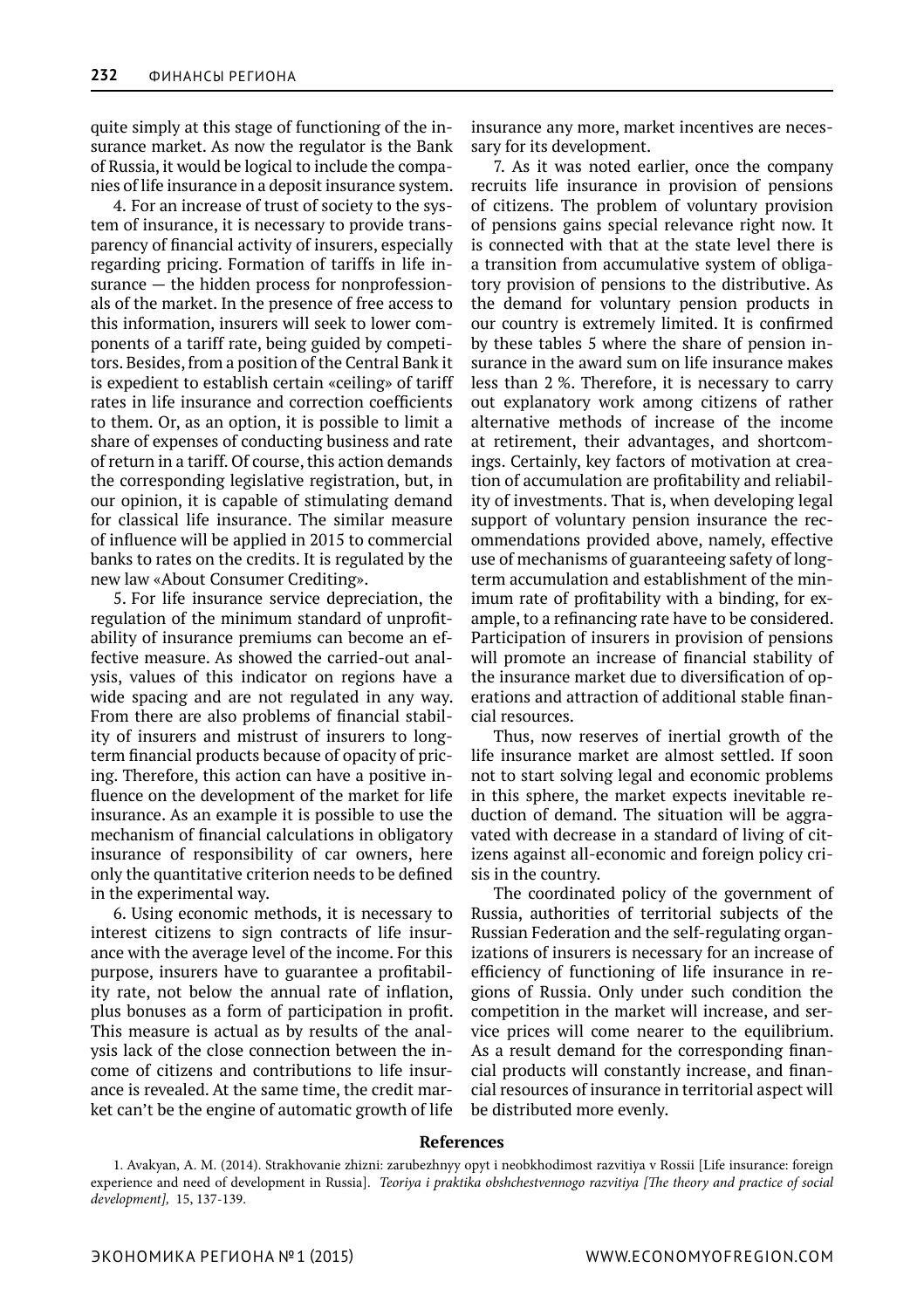quite simply at this stage of functioning of the insurance market. As now the regulator is the Bank of Russia, it would be logical to include the companies of life insurance in a deposit insurance system.

4. For an increase of trust of society to the system of insurance, it is necessary to provide transparency of financial activity of insurers, especially regarding pricing. Formation of tariffs in life insurance — the hidden process for nonprofessionals of the market. In the presence of free access to this information, insurers will seek to lower components of a tariff rate, being guided by competitors. Besides, from a position of the Central Bank it is expedient to establish certain «ceiling» of tariff rates in life insurance and correction coefficients to them. Or, as an option, it is possible to limit a share of expenses of conducting business and rate of return in a tariff. Of course, this action demands the corresponding legislative registration, but, in our opinion, it is capable of stimulating demand for classical life insurance. The similar measure of influence will be applied in 2015 to commercial banks to rates on the credits. It is regulated by the new law «About Consumer Crediting».

5. For life insurance service depreciation, the regulation of the minimum standard of unprofitability of insurance premiums can become an effective measure. As showed the carried-out analysis, values of this indicator on regions have a wide spacing and are not regulated in any way. From there are also problems of financial stability of insurers and mistrust of insurers to long-term financial products because of opacity of pricing. Therefore, this action can have a positive influence on the development of the market for life insurance. As an example it is possible to use the mechanism of financial calculations in obligatory insurance of responsibility of car owners, here only the quantitative criterion needs to be defined in the experimental way.

6. Using economic methods, it is necessary to interest citizens to sign contracts of life insurance with the average level of the income. For this purpose, insurers have to guarantee a profitability rate, not below the annual rate of inflation, plus bonuses as a form of participation in profit. This measure is actual as by results of the analysis lack of the close connection between the income of citizens and contributions to life insurance is revealed. At the same time, the credit market can't be the engine of automatic growth of life insurance any more, market incentives are necessary for its development.

7. As it was noted earlier, once the company recruits life insurance in provision of pensions of citizens. The problem of voluntary provision of pensions gains special relevance right now. It is connected with that at the state level there is a transition from accumulative system of obligatory provision of pensions to the distributive. As the demand for voluntary pension products in our country is extremely limited. It is confirmed by these tables 5 where the share of pension insurance in the award sum on life insurance makes less than 2 %. Therefore, it is necessary to carry out explanatory work among citizens of rather alternative methods of increase of the income at retirement, their advantages, and shortcomings. Certainly, key factors of motivation at creation of accumulation are profitability and reliability of investments. That is, when developing legal support of voluntary pension insurance the recommendations provided above, namely, effective use of mechanisms of guaranteeing safety of long-term accumulation and establishment of the minimum rate of profitability with a binding, for example, to a refinancing rate have to be considered. Participation of insurers in provision of pensions will promote an increase of financial stability of the insurance market due to diversification of operations and attraction of additional stable financial resources.

Thus, now reserves of inertial growth of the life insurance market are almost settled. If soon not to start solving legal and economic problems in this sphere, the market expects inevitable reduction of demand. The situation will be aggravated with decrease in a standard of living of citizens against all-economic and foreign policy crisis in the country.

The coordinated policy of the government of Russia, authorities of territorial subjects of the Russian Federation and the self-regulating organizations of insurers is necessary for an increase of efficiency of functioning of life insurance in regions of Russia. Only under such condition the competition in the market will increase, and service prices will come nearer to the equilibrium. As a result demand for the corresponding financial products will constantly increase, and financial resources of insurance in territorial aspect will be distributed more evenly.

## References

1. Avakyan, A. M. (2014). Strakhovanie zhizni: zarubezhnyy opyt i neobkhodimost razvitiya v Rossii [Life insurance: foreign experience and need of development in Russia]. *Teoriya i praktika obshchestvennogo razvitiya [The theory and practice of social development],* 15, 137-139.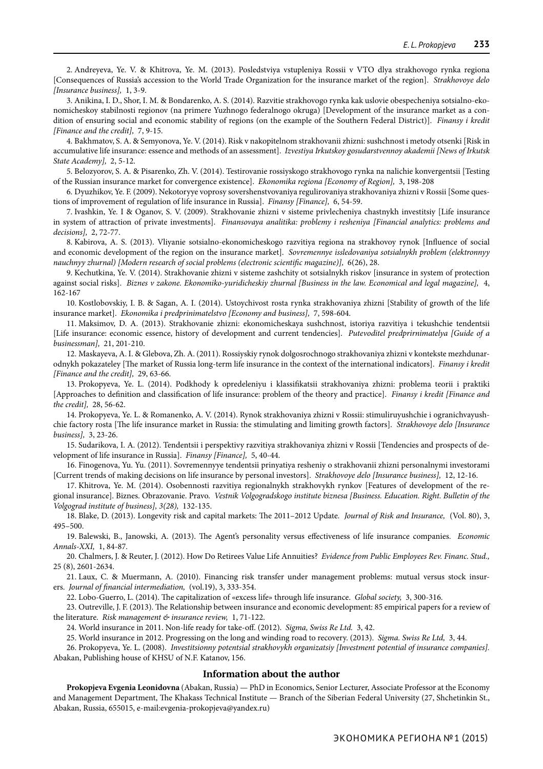2. Andreyeva, Ye. V. & Khitrova, Ye. M. (2013). Posledstviya vstupleniya Rossii v VTO dlya strakhovogo rynka regiona [Consequences of Russia's accession to the World Trade Organization for the insurance market of the region]. *Strakhovoye delo [Insurance business],* 1, 3-9.

3. Anikina, I. D., Shor, I. M. & Bondarenko, A. S. (2014). Razvitie strakhovogo rynka kak uslovie obespecheniya sotsialno-ekonomicheskoy stabilnosti regionov (na primere Yuzhnogo federalnogo okruga) [Development of the insurance market as a condition of ensuring social and economic stability of regions (on the example of the Southern Federal District)]. *Finansy i kredit [Finance and the credit],* 7, 9-15.

4. Bakhmatov, S. A. & Semyonova, Ye. V. (2014). Risk v nakopitelnom strakhovanii zhizni: sushchnost i metody otsenki [Risk in accumulative life insurance: essence and methods of an assessment]. *Izvestiya Irkutskoy gosudarstvennoy akademii [News of Irkutsk State Academy],* 2, 5-12.

5. Belozyorov, S. A. & Pisarenko, Zh. V. (2014). Testirovanie rossiyskogo strakhovogo rynka na nalichie konvergentsii [Testing of the Russian insurance market for convergence existence]. *Ekonomika regiona [Economy of Region],* 3, 198-208

6. Dyuzhikov, Ye. F. (2009). Nekotoryye voprosy sovershenstvovaniya regulirovaniya strakhovaniya zhizni v Rossii [Some questions of improvement of regulation of life insurance in Russia]. *Finansy [Finance],* 6, 54-59.

7. Ivashkin, Ye. I & Oganov, S. V. (2009). Strakhovanie zhizni v sisteme privlecheniya chastnykh investitsiy [Life insurance in system of attraction of private investments]. *Finansovaya analitika: problemy i resheniya [Financial analytics: problems and decisions],* 2, 72-77.

8. Kabirova, A. S. (2013). Vliyanie sotsialno-ekonomicheskogo razvitiya regiona na strakhovoy rynok [Influence of social and economic development of the region on the insurance market]. *Sovremennye issledovaniya sotsialnykh problem (elektronnyy nauchnyy zhurnal) [Modern research of social problems (electronic scientific magazine)],* 6(26), 28.

9. Kechutkina, Ye. V. (2014). Strakhovanie zhizni v sisteme zashchity ot sotsialnykh riskov [insurance in system of protection against social risks]. *Biznes v zakone. Ekonomiko-yuridicheskiy zhurnal [Business in the law. Economical and legal magazine],* 4, 162-167

10. Kostlobovskiy, I. B. & Sagan, A. I. (2014). Ustoychivost rosta rynka strakhovaniya zhizni [Stability of growth of the life insurance market]. *Ekonomika i predprinimatelstvo [Economy and business],* 7, 598-604.

11. Maksimov, D. A. (2013). Strakhovanie zhizni: ekonomicheskaya sushchnost, istoriya razvitiya i tekushchie tendentsii [Life insurance: economic essence, history of development and current tendencies]. *Putevoditel predprirnimatelya [Guide of a businessman],* 21, 201-210.

12. Maskayeva, A. I. & Glebova, Zh. A. (2011). Rossiyskiy rynok dolgosrochnogo strakhovaniya zhizni v kontekste mezhdunarodnykh pokazateley [The market of Russia long-term life insurance in the context of the international indicators]. *Finansy i kredit [Finance and the credit],* 29, 63-66.

13. Prokopyeva, Ye. L. (2014). Podkhody k opredeleniyu i klassifikatsii strakhovaniya zhizni: problema teorii i praktiki [Approaches to definition and classification of life insurance: problem of the theory and practice]. *Finansy i kredit [Finance and the credit],* 28, 56-62.

14. Prokopyeva, Ye. L. & Romanenko, A. V. (2014). Rynok strakhovaniya zhizni v Rossii: stimuliruyushchie i ogranichvayushchie factory rosta [The life insurance market in Russia: the stimulating and limiting growth factors]. *Strakhovoye delo [Insurance business],* 3, 23-26.

15. Sudarikova, I. A. (2012). Tendentsii i perspektivy razvitiya strakhovaniya zhizni v Rossii [Tendencies and prospects of development of life insurance in Russia]. *Finansy [Finance],* 5, 40-44.

16. Finogenova, Yu. Yu. (2011). Sovremennyye tendentsii prinyatiya resheniy o strakhovanii zhizni personalnymi investorami [Current trends of making decisions on life insurance by personal investors]. *Strakhovoye delo [Insurance business],* 12, 12-16.

17. Khitrova, Ye. M. (2014). Osobennosti razvitiya regionalnykh strakhovykh rynkov [Features of development of the regional insurance]. Biznes. Obrazovanie. Pravo. *Vestnik Volgogradskogo institute biznesa [Business. Education. Right. Bulletin of the Volgograd institute of business], 3(28),* 132-135.

18. Blake, D. (2013). Longevity risk and capital markets: The 2011–2012 Update. *Journal of Risk and Insurance,* (Vol. 80), 3, 495–500.

19. Balewski, B., Janowski, A. (2013). The Agent's personality versus effectiveness of life insurance companies. *Economic Annals-XXI,* 1, 84-87.

20. Chalmers, J. & Reuter, J. (2012). How Do Retirees Value Life Annuities? *Evidence from Public Employees Rev. Financ. Stud.,* 25 (8), 2601-2634.

21. Laux, C. & Muermann, A. (2010). Financing risk transfer under management problems: mutual versus stock insurers. *Journal of financial intermediation,* (vol.19), 3, 333-354.

22. Lobo-Guerro, L. (2014). The capitalization of «excess life» through life insurance. *Global society,* 3, 300-316.

23. Outreville, J. F. (2013). The Relationship between insurance and economic development: 85 empirical papers for a review of the literature. *Risk management & insurance review,* 1, 71-122.

24. World insurance in 2011. Non-life ready for take-off. (2012). *Sigma, Swiss Re Ltd.* 3, 42.

25. World insurance in 2012. Progressing on the long and winding road to recovery. (2013). *Sigma. Swiss Re Ltd,* 3, 44.

26. Prokopyeva, Ye. L. (2008). *Investitsionny potentsial strakhovykh organizatsiy [Investment potential of insurance companies].* Abakan, Publishing house of KHSU of N.F. Katanov, 156.

## Information about the author

**Prokopjeva Evgenia Leonidovna** (Abakan, Russia) — PhD in Economics, Senior Lecturer, Associate Professor at the Economy and Management Department, The Khakass Technical Institute — Branch of the Siberian Federal University (27, Shchetinkin St., Abakan, Russia, 655015, e-mail:evgenia-prokopjeva@yandex.ru)